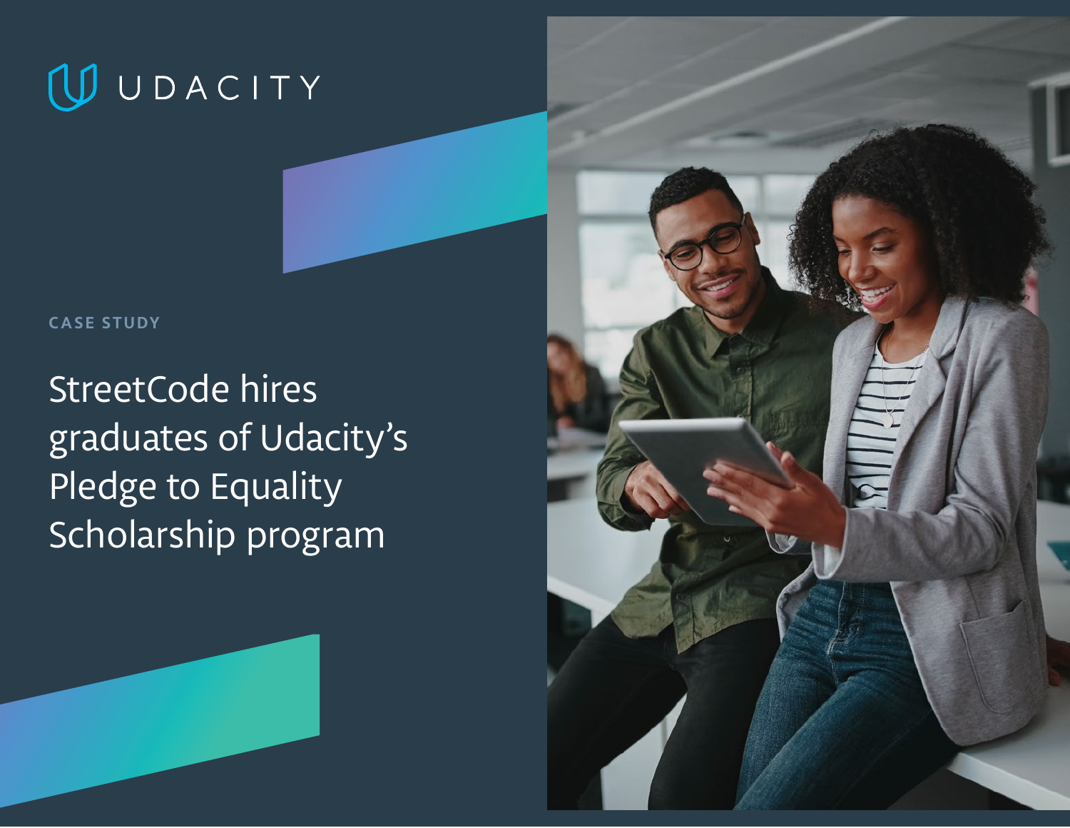UDACITY

CASE STUDY

# StreetCode hires graduates of Udacity's Pledge to Equality Scholarship program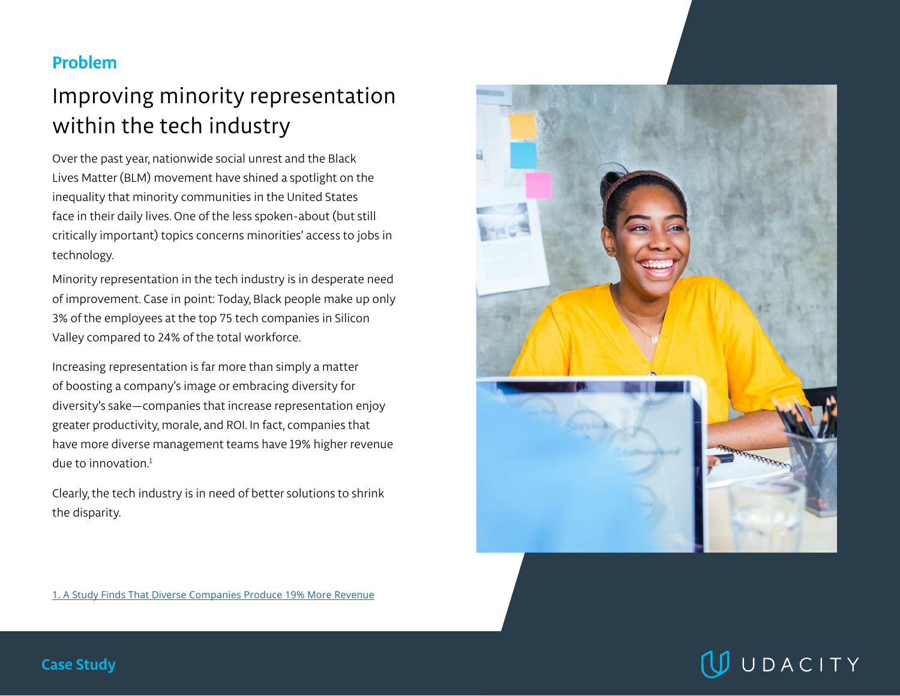## Problem

# Improving minority representation within the tech industry

Over the past year, nationwide social unrest and the Black Lives Matter (BLM) movement have shined a spotlight on the inequality that minority communities in the United States face in their daily lives. One of the less spoken-about (but still critically important) topics concerns minorities' access to jobs in technology.

Minority representation in the tech industry is in desperate need of improvement. Case in point: Today, Black people make up only 3% of the employees at the top 75 tech companies in Silicon Valley compared to 24% of the total workforce.

Increasing representation is far more than simply a matter of boosting a company's image or embracing diversity for diversity's sake—companies that increase representation enjoy greater productivity, morale, and ROI. In fact, companies that have more diverse management teams have 19% higher revenue due to innovation.[1]

Clearly, the tech industry is in need of better solutions to shrink the disparity.

[1. A Study Finds That Diverse Companies Produce 19% More Revenue]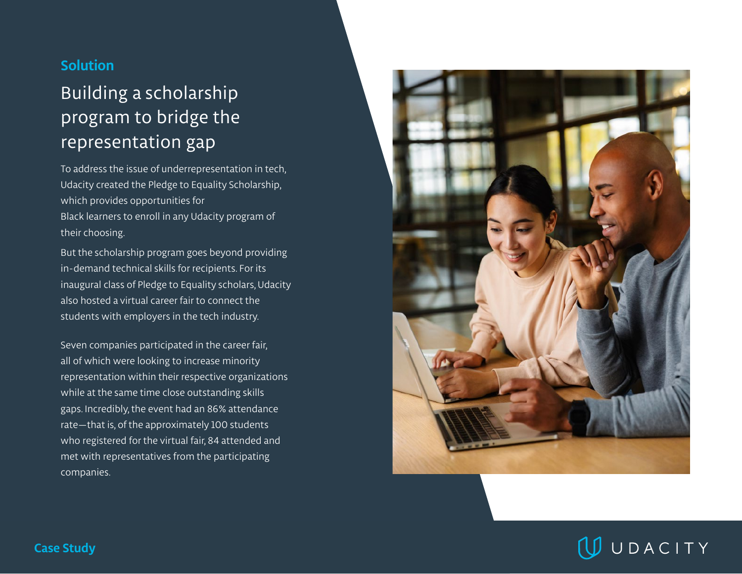## Solution

# Building a scholarship program to bridge the representation gap

To address the issue of underrepresentation in tech, Udacity created the Pledge to Equality Scholarship, which provides opportunities for Black learners to enroll in any Udacity program of their choosing.

But the scholarship program goes beyond providing in-demand technical skills for recipients. For its inaugural class of Pledge to Equality scholars, Udacity also hosted a virtual career fair to connect the students with employers in the tech industry.

Seven companies participated in the career fair, all of which were looking to increase minority representation within their respective organizations while at the same time close outstanding skills gaps. Incredibly, the event had an 86% attendance rate—that is, of the approximately 100 students who registered for the virtual fair, 84 attended and met with representatives from the participating companies.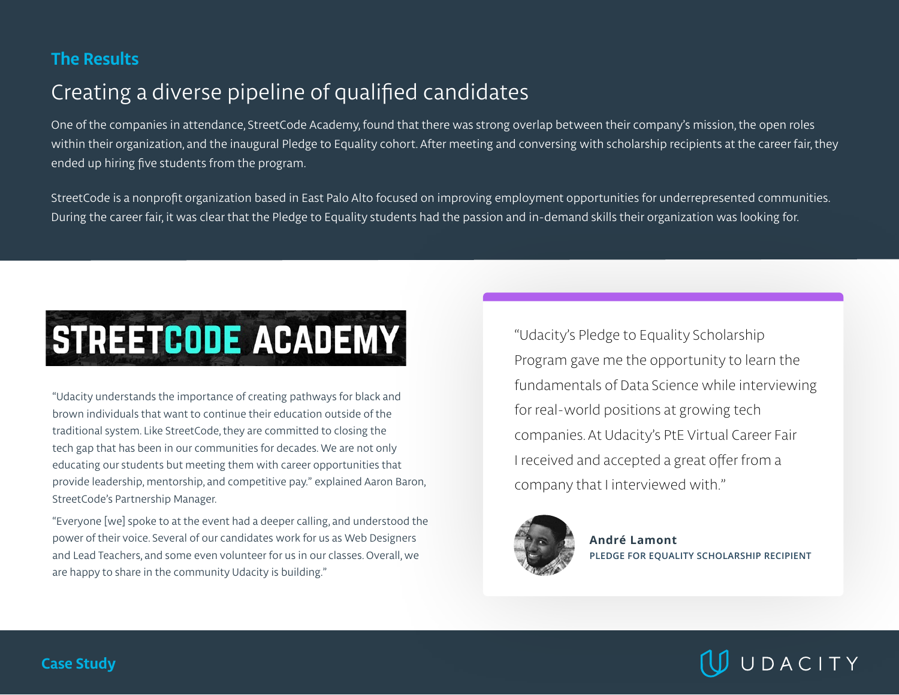## The Results

# Creating a diverse pipeline of qualified candidates

One of the companies in attendance, StreetCode Academy, found that there was strong overlap between their company's mission, the open roles within their organization, and the inaugural Pledge to Equality cohort. After meeting and conversing with scholarship recipients at the career fair, they ended up hiring five students from the program.

StreetCode is a nonprofit organization based in East Palo Alto focused on improving employment opportunities for underrepresented communities. During the career fair, it was clear that the Pledge to Equality students had the passion and in-demand skills their organization was looking for.

**STREETCODE ACADEMY**

"Udacity understands the importance of creating pathways for black and brown individuals that want to continue their education outside of the traditional system. Like StreetCode, they are committed to closing the tech gap that has been in our communities for decades. We are not only educating our students but meeting them with career opportunities that provide leadership, mentorship, and competitive pay." explained Aaron Baron, StreetCode's Partnership Manager.

"Everyone [we] spoke to at the event had a deeper calling, and understood the power of their voice. Several of our candidates work for us as Web Designers and Lead Teachers, and some even volunteer for us in our classes. Overall, we are happy to share in the community Udacity is building."

> "Udacity's Pledge to Equality Scholarship Program gave me the opportunity to learn the fundamentals of Data Science while interviewing for real-world positions at growing tech companies. At Udacity's PtE Virtual Career Fair I received and accepted a great offer from a company that I interviewed with."
>
> **André Lamont**
> PLEDGE FOR EQUALITY SCHOLARSHIP RECIPIENT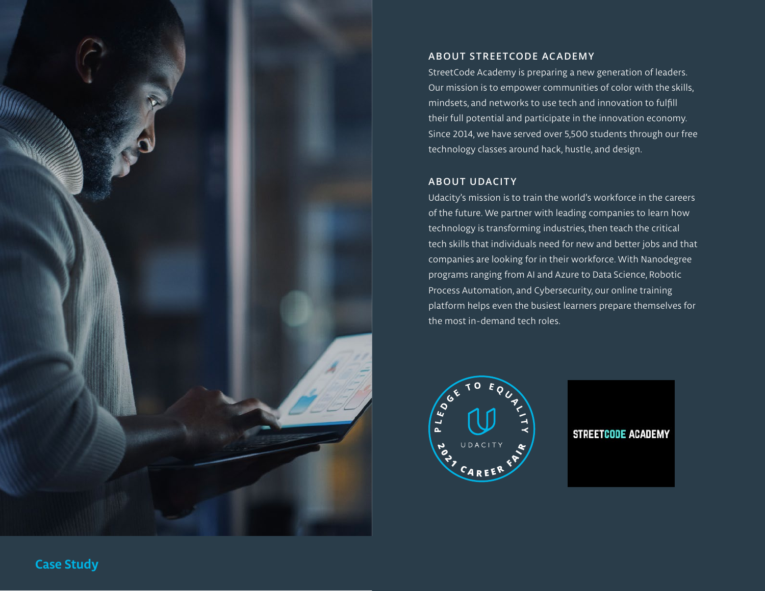## ABOUT STREETCODE ACADEMY

StreetCode Academy is preparing a new generation of leaders. Our mission is to empower communities of color with the skills, mindsets, and networks to use tech and innovation to fulfill their full potential and participate in the innovation economy. Since 2014, we have served over 5,500 students through our free technology classes around hack, hustle, and design.

## ABOUT UDACITY

Udacity's mission is to train the world's workforce in the careers of the future. We partner with leading companies to learn how technology is transforming industries, then teach the critical tech skills that individuals need for new and better jobs and that companies are looking for in their workforce. With Nanodegree programs ranging from AI and Azure to Data Science, Robotic Process Automation, and Cybersecurity, our online training platform helps even the busiest learners prepare themselves for the most in-demand tech roles.

PLEDGE TO EQUALITY
UDACITY
2021 CAREER FAIR

STREETCODE ACADEMY

Case Study